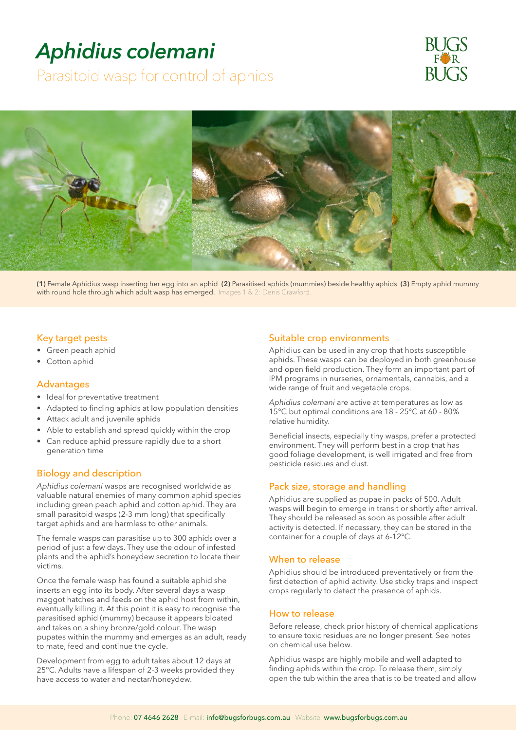# *Aphidius colemani*

Parasitoid wasp for control of aphids

**(1)** Female Aphidius wasp inserting her egg into an aphid **(2)** Parasitised aphids (mummies) beside healthy aphids **(3)** Empty aphid mummy with round hole through which adult wasp has emerged. Images 1 & 2: Denis Crawford.

## Key target pests

- Green peach aphid
- Cotton aphid

## Advantages

- Ideal for preventative treatment
- Adapted to finding aphids at low population densities
- Attack adult and juvenile aphids
- Able to establish and spread quickly within the crop
- Can reduce aphid pressure rapidly due to a short generation time

## Biology and description

*Aphidius colemani* wasps are recognised worldwide as valuable natural enemies of many common aphid species including green peach aphid and cotton aphid. They are small parasitoid wasps (2-3 mm long) that specifically target aphids and are harmless to other animals.

The female wasps can parasitise up to 300 aphids over a period of just a few days. They use the odour of infested plants and the aphid's honeydew secretion to locate their victims.

Once the female wasp has found a suitable aphid she inserts an egg into its body. After several days a wasp maggot hatches and feeds on the aphid host from within, eventually killing it. At this point it is easy to recognise the parasitised aphid (mummy) because it appears bloated and takes on a shiny bronze/gold colour. The wasp pupates within the mummy and emerges as an adult, ready to mate, feed and continue the cycle.

Development from egg to adult takes about 12 days at 25°C. Adults have a lifespan of 2-3 weeks provided they have access to water and nectar/honeydew.

## Suitable crop environments

Aphidius can be used in any crop that hosts susceptible aphids. These wasps can be deployed in both greenhouse and open field production. They form an important part of IPM programs in nurseries, ornamentals, cannabis, and a wide range of fruit and vegetable crops.

*Aphidius colemani* are active at temperatures as low as 15°C but optimal conditions are 18 - 25°C at 60 - 80% relative humidity.

Beneficial insects, especially tiny wasps, prefer a protected environment. They will perform best in a crop that has good foliage development, is well irrigated and free from pesticide residues and dust.

## Pack size, storage and handling

Aphidius are supplied as pupae in packs of 500. Adult wasps will begin to emerge in transit or shortly after arrival. They should be released as soon as possible after adult activity is detected. If necessary, they can be stored in the container for a couple of days at 6-12°C.

## When to release

Aphidius should be introduced preventatively or from the first detection of aphid activity. Use sticky traps and inspect crops regularly to detect the presence of aphids.

## How to release

Before release, check prior history of chemical applications to ensure toxic residues are no longer present. See notes on chemical use below.

Aphidius wasps are highly mobile and well adapted to finding aphids within the crop. To release them, simply open the tub within the area that is to be treated and allow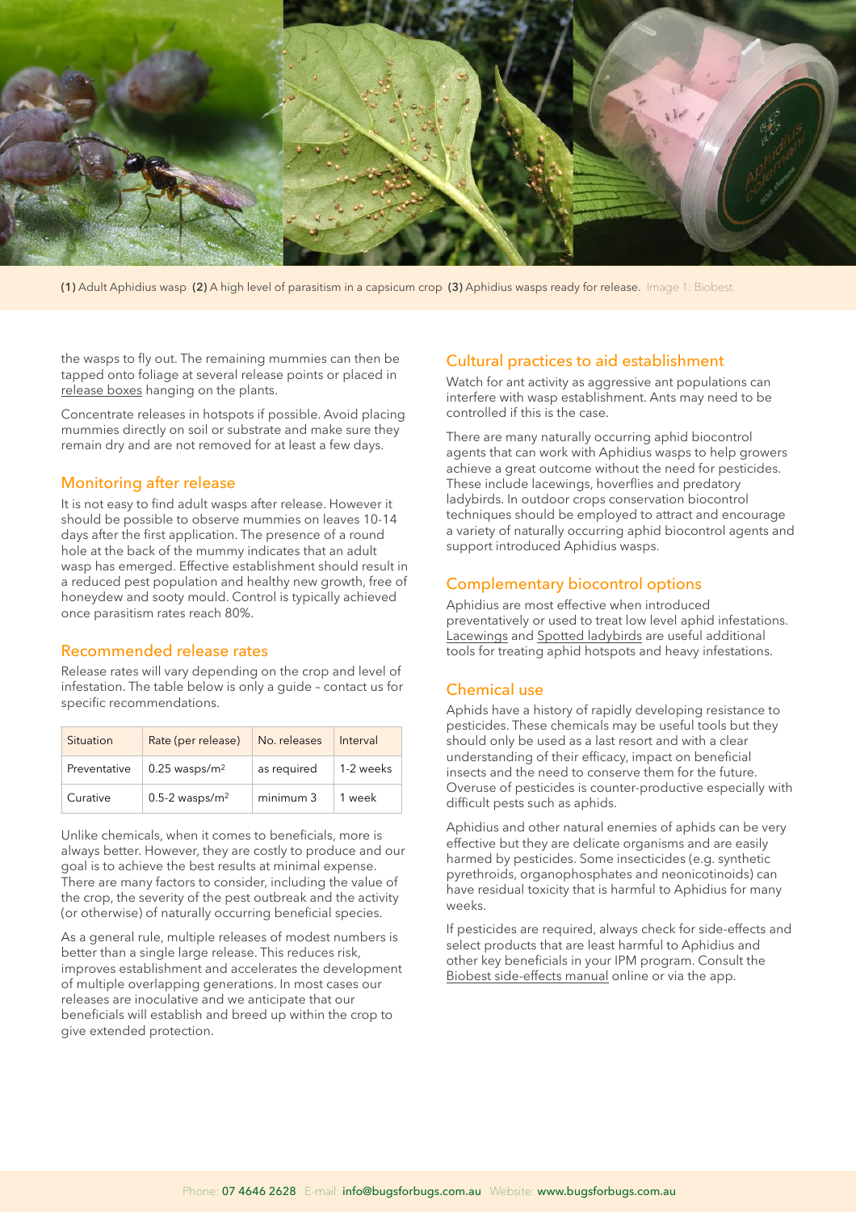**(1)** Adult Aphidius wasp **(2)** A high level of parasitism in a capsicum crop **(3)** Aphidius wasps ready for release. Image 1: Biobest.

the wasps to fly out. The remaining mummies can then be tapped onto foliage at several release points or placed in release boxes hanging on the plants.

Concentrate releases in hotspots if possible. Avoid placing mummies directly on soil or substrate and make sure they remain dry and are not removed for at least a few days.

## Monitoring after release

It is not easy to find adult wasps after release. However it should be possible to observe mummies on leaves 10-14 days after the first application. The presence of a round hole at the back of the mummy indicates that an adult wasp has emerged. Effective establishment should result in a reduced pest population and healthy new growth, free of honeydew and sooty mould. Control is typically achieved once parasitism rates reach 80%.

## Recommended release rates

Release rates will vary depending on the crop and level of infestation. The table below is only a guide – contact us for specific recommendations.

| Situation | Rate (per release) | No. releases | Interval |
|---|---|---|---|
| Preventative | 0.25 wasps/m$^2$ | as required | 1-2 weeks |
| Curative | 0.5-2 wasps/m$^2$ | minimum 3 | 1 week |

Unlike chemicals, when it comes to beneficials, more is always better. However, they are costly to produce and our goal is to achieve the best results at minimal expense. There are many factors to consider, including the value of the crop, the severity of the pest outbreak and the activity (or otherwise) of naturally occurring beneficial species.

As a general rule, multiple releases of modest numbers is better than a single large release. This reduces risk, improves establishment and accelerates the development of multiple overlapping generations. In most cases our releases are inoculative and we anticipate that our beneficials will establish and breed up within the crop to give extended protection.

## Cultural practices to aid establishment

Watch for ant activity as aggressive ant populations can interfere with wasp establishment. Ants may need to be controlled if this is the case.

There are many naturally occurring aphid biocontrol agents that can work with Aphidius wasps to help growers achieve a great outcome without the need for pesticides. These include lacewings, hoverflies and predatory ladybirds. In outdoor crops conservation biocontrol techniques should be employed to attract and encourage a variety of naturally occurring aphid biocontrol agents and support introduced Aphidius wasps.

## Complementary biocontrol options

Aphidius are most effective when introduced preventatively or used to treat low level aphid infestations. Lacewings and Spotted ladybirds are useful additional tools for treating aphid hotspots and heavy infestations.

## Chemical use

Aphids have a history of rapidly developing resistance to pesticides. These chemicals may be useful tools but they should only be used as a last resort and with a clear understanding of their efficacy, impact on beneficial insects and the need to conserve them for the future. Overuse of pesticides is counter-productive especially with difficult pests such as aphids.

Aphidius and other natural enemies of aphids can be very effective but they are delicate organisms and are easily harmed by pesticides. Some insecticides (e.g. synthetic pyrethroids, organophosphates and neonicotinoids) can have residual toxicity that is harmful to Aphidius for many weeks.

If pesticides are required, always check for side-effects and select products that are least harmful to Aphidius and other key beneficials in your IPM program. Consult the Biobest side-effects manual online or via the app.

Phone: 07 4646 2628 E-mail: info@bugsforbugs.com.au Website: www.bugsforbugs.com.au